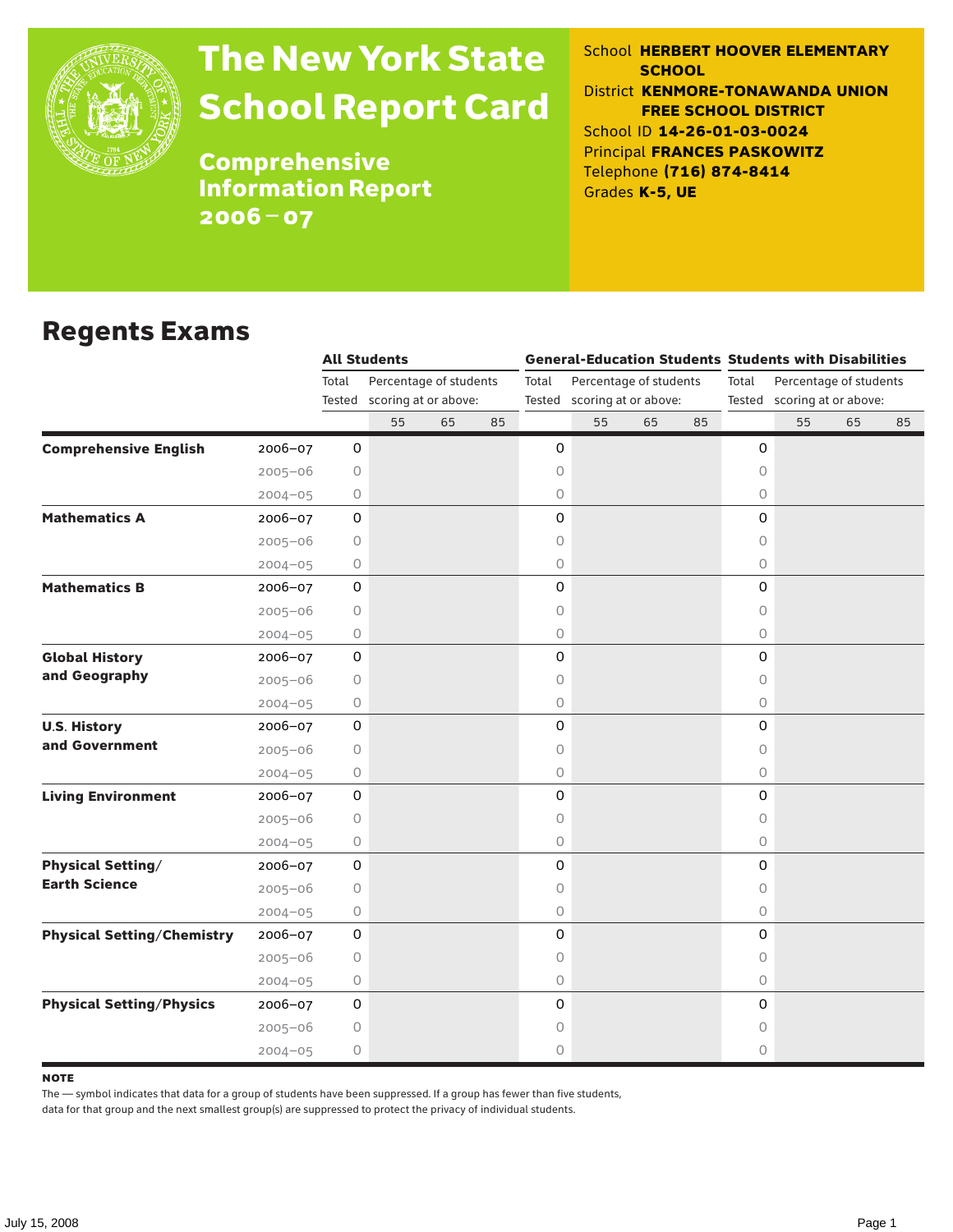# The New York State School Report Card

## Comprehensive Information Report 2006–07

School **HERBERT HOOVER ELEMENTARY SCHOOL**
District **KENMORE-TONAWANDA UNION FREE SCHOOL DISTRICT**
School ID **14-26-01-03-0024**
Principal **FRANCES PASKOWITZ**
Telephone **(716) 874-8414**
Grades **K-5, UE**

## Regents Exams

| | | All Students | | | | General-Education Students | | | | Students with Disabilities | | | |
|---|---|---|---|---|---|---|---|---|---|---|---|---|---|
| | | Total Tested | Percentage of students scoring at or above: | | | Total Tested | Percentage of students scoring at or above: | | | Total Tested | Percentage of students scoring at or above: | | |
| | | | 55 | 65 | 85 | | 55 | 65 | 85 | | 55 | 65 | 85 |
| **Comprehensive English** | 2006–07 | 0 | | | | 0 | | | | 0 | | | |
| | 2005–06 | 0 | | | | 0 | | | | 0 | | | |
| | 2004–05 | 0 | | | | 0 | | | | 0 | | | |
| **Mathematics A** | 2006–07 | 0 | | | | 0 | | | | 0 | | | |
| | 2005–06 | 0 | | | | 0 | | | | 0 | | | |
| | 2004–05 | 0 | | | | 0 | | | | 0 | | | |
| **Mathematics B** | 2006–07 | 0 | | | | 0 | | | | 0 | | | |
| | 2005–06 | 0 | | | | 0 | | | | 0 | | | |
| | 2004–05 | 0 | | | | 0 | | | | 0 | | | |
| **Global History and Geography** | 2006–07 | 0 | | | | 0 | | | | 0 | | | |
| | 2005–06 | 0 | | | | 0 | | | | 0 | | | |
| | 2004–05 | 0 | | | | 0 | | | | 0 | | | |
| **U.S. History and Government** | 2006–07 | 0 | | | | 0 | | | | 0 | | | |
| | 2005–06 | 0 | | | | 0 | | | | 0 | | | |
| | 2004–05 | 0 | | | | 0 | | | | 0 | | | |
| **Living Environment** | 2006–07 | 0 | | | | 0 | | | | 0 | | | |
| | 2005–06 | 0 | | | | 0 | | | | 0 | | | |
| | 2004–05 | 0 | | | | 0 | | | | 0 | | | |
| **Physical Setting/ Earth Science** | 2006–07 | 0 | | | | 0 | | | | 0 | | | |
| | 2005–06 | 0 | | | | 0 | | | | 0 | | | |
| | 2004–05 | 0 | | | | 0 | | | | 0 | | | |
| **Physical Setting/Chemistry** | 2006–07 | 0 | | | | 0 | | | | 0 | | | |
| | 2005–06 | 0 | | | | 0 | | | | 0 | | | |
| | 2004–05 | 0 | | | | 0 | | | | 0 | | | |
| **Physical Setting/Physics** | 2006–07 | 0 | | | | 0 | | | | 0 | | | |
| | 2005–06 | 0 | | | | 0 | | | | 0 | | | |
| | 2004–05 | 0 | | | | 0 | | | | 0 | | | |

**NOTE**

The — symbol indicates that data for a group of students have been suppressed. If a group has fewer than five students, data for that group and the next smallest group(s) are suppressed to protect the privacy of individual students.

July 15, 2008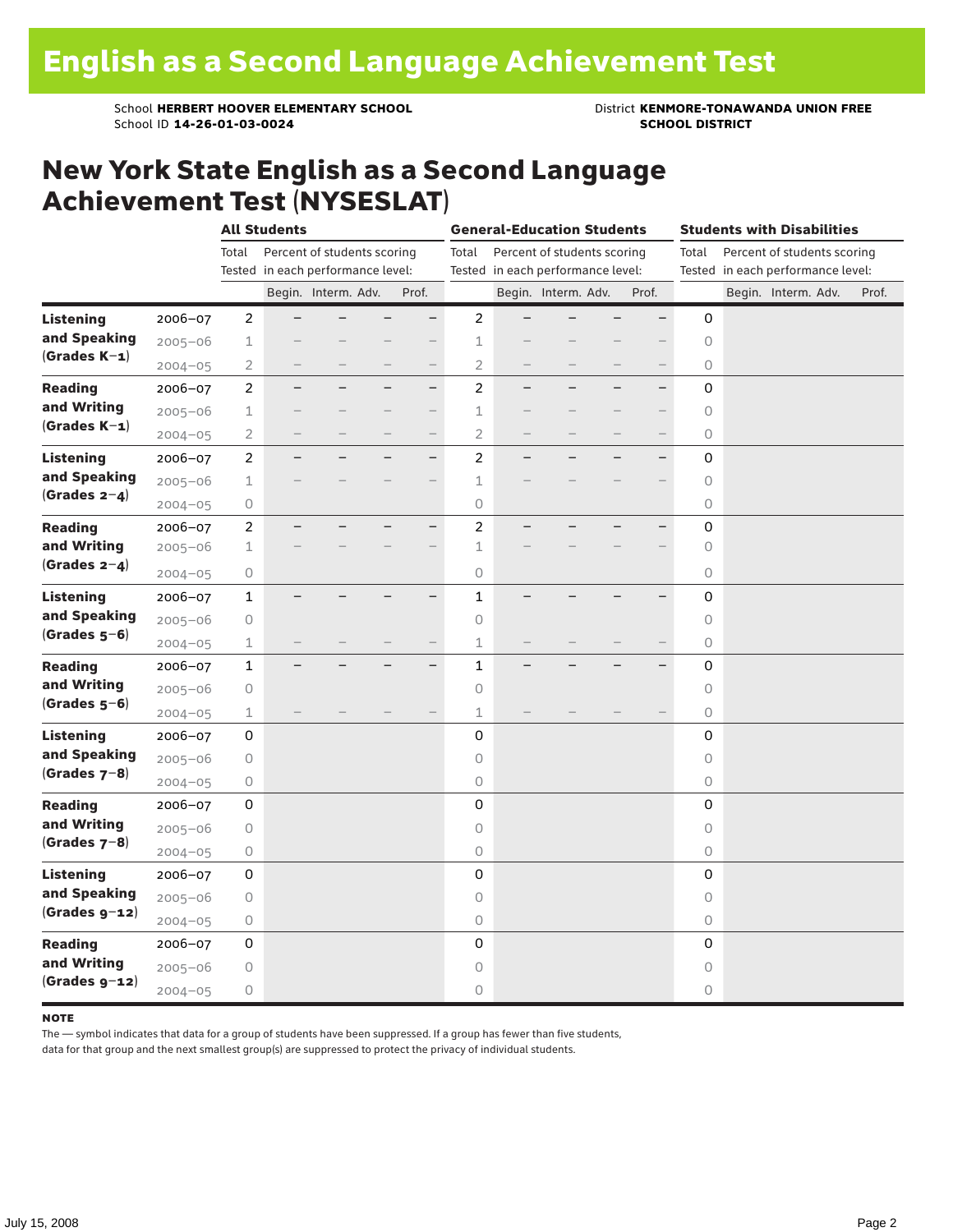# English as a Second Language Achievement Test

School **HERBERT HOOVER ELEMENTARY SCHOOL**
School ID **14-26-01-03-0024**

District **KENMORE-TONAWANDA UNION FREE SCHOOL DISTRICT**

## New York State English as a Second Language Achievement Test (NYSESLAT)

| | | All Students | | | | | General-Education Students | | | | | Students with Disabilities | | | | |
|---|---|---|---|---|---|---|---|---|---|---|---|---|---|---|---|---|
| | | Total Tested | Percent of students scoring in each performance level: | | | | Total Tested | Percent of students scoring in each performance level: | | | | Total Tested | Percent of students scoring in each performance level: | | | |
| | | | Begin. | Interm. | Adv. | Prof. | | Begin. | Interm. | Adv. | Prof. | | Begin. | Interm. | Adv. | Prof. |
| **Listening and Speaking (Grades K–1)** | 2006–07 | 2 | – | – | – | – | 2 | – | – | – | – | 0 | | | | |
| | 2005–06 | 1 | – | – | – | – | 1 | – | – | – | – | 0 | | | | |
| | 2004–05 | 2 | – | – | – | – | 2 | – | – | – | – | 0 | | | | |
| **Reading and Writing (Grades K–1)** | 2006–07 | 2 | – | – | – | – | 2 | – | – | – | – | 0 | | | | |
| | 2005–06 | 1 | – | – | – | – | 1 | – | – | – | – | 0 | | | | |
| | 2004–05 | 2 | – | – | – | – | 2 | – | – | – | – | 0 | | | | |
| **Listening and Speaking (Grades 2–4)** | 2006–07 | 2 | – | – | – | – | 2 | – | – | – | – | 0 | | | | |
| | 2005–06 | 1 | – | – | – | – | 1 | – | – | – | – | 0 | | | | |
| | 2004–05 | 0 | | | | | 0 | | | | | 0 | | | | |
| **Reading and Writing (Grades 2–4)** | 2006–07 | 2 | – | – | – | – | 2 | – | – | – | – | 0 | | | | |
| | 2005–06 | 1 | – | – | – | – | 1 | – | – | – | – | 0 | | | | |
| | 2004–05 | 0 | | | | | 0 | | | | | 0 | | | | |
| **Listening and Speaking (Grades 5–6)** | 2006–07 | 1 | – | – | – | – | 1 | – | – | – | – | 0 | | | | |
| | 2005–06 | 0 | | | | | 0 | | | | | 0 | | | | |
| | 2004–05 | 1 | – | – | – | – | 1 | – | – | – | – | 0 | | | | |
| **Reading and Writing (Grades 5–6)** | 2006–07 | 1 | – | – | – | – | 1 | – | – | – | – | 0 | | | | |
| | 2005–06 | 0 | | | | | 0 | | | | | 0 | | | | |
| | 2004–05 | 1 | – | – | – | – | 1 | – | – | – | – | 0 | | | | |
| **Listening and Speaking (Grades 7–8)** | 2006–07 | 0 | | | | | 0 | | | | | 0 | | | | |
| | 2005–06 | 0 | | | | | 0 | | | | | 0 | | | | |
| | 2004–05 | 0 | | | | | 0 | | | | | 0 | | | | |
| **Reading and Writing (Grades 7–8)** | 2006–07 | 0 | | | | | 0 | | | | | 0 | | | | |
| | 2005–06 | 0 | | | | | 0 | | | | | 0 | | | | |
| | 2004–05 | 0 | | | | | 0 | | | | | 0 | | | | |
| **Listening and Speaking (Grades 9–12)** | 2006–07 | 0 | | | | | 0 | | | | | 0 | | | | |
| | 2005–06 | 0 | | | | | 0 | | | | | 0 | | | | |
| | 2004–05 | 0 | | | | | 0 | | | | | 0 | | | | |
| **Reading and Writing (Grades 9–12)** | 2006–07 | 0 | | | | | 0 | | | | | 0 | | | | |
| | 2005–06 | 0 | | | | | 0 | | | | | 0 | | | | |
| | 2004–05 | 0 | | | | | 0 | | | | | 0 | | | | |

**NOTE**

The — symbol indicates that data for a group of students have been suppressed. If a group has fewer than five students, data for that group and the next smallest group(s) are suppressed to protect the privacy of individual students.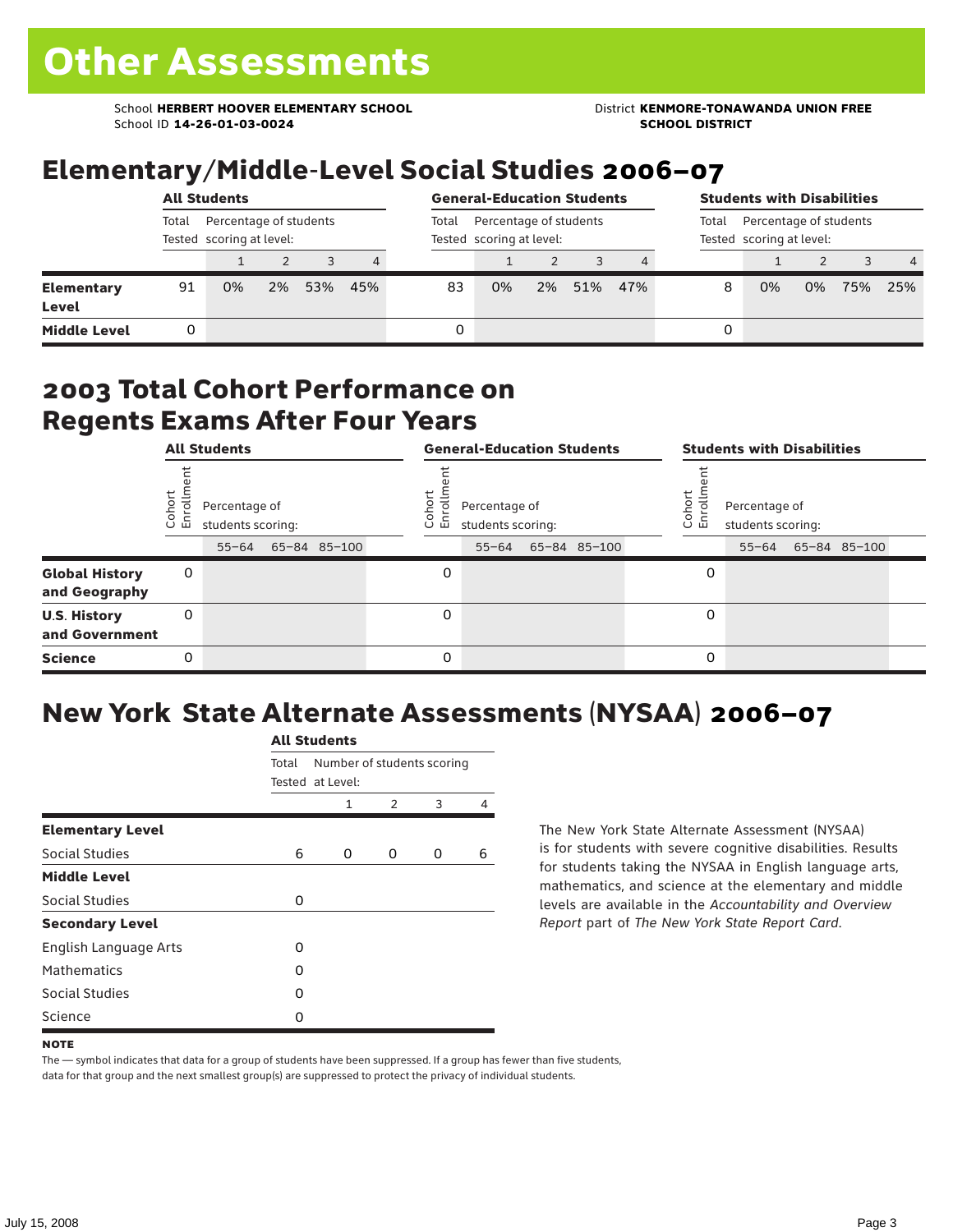# Other Assessments

School **HERBERT HOOVER ELEMENTARY SCHOOL**
School ID **14-26-01-03-0024**

District **KENMORE-TONAWANDA UNION FREE SCHOOL DISTRICT**

## Elementary/Middle-Level Social Studies 2006–07

| | All Students | | | | | General-Education Students | | | | | Students with Disabilities | | | | |
|---|---|---|---|---|---|---|---|---|---|---|---|---|---|---|---|
| | Total Tested | Percentage of students scoring at level: | | | | Total Tested | Percentage of students scoring at level: | | | | Total Tested | Percentage of students scoring at level: | | | |
| | | 1 | 2 | 3 | 4 | | 1 | 2 | 3 | 4 | | 1 | 2 | 3 | 4 |
| **Elementary Level** | 91 | 0% | 2% | 53% | 45% | 83 | 0% | 2% | 51% | 47% | 8 | 0% | 0% | 75% | 25% |
| **Middle Level** | 0 | | | | | 0 | | | | | 0 | | | | |

## 2003 Total Cohort Performance on Regents Exams After Four Years

| | All Students | | | | General-Education Students | | | | Students with Disabilities | | | |
|---|---|---|---|---|---|---|---|---|---|---|---|---|
| | Cohort Enrollment | Percentage of students scoring: | | | Cohort Enrollment | Percentage of students scoring: | | | Cohort Enrollment | Percentage of students scoring: | | |
| | | 55–64 | 65–84 | 85–100 | | 55–64 | 65–84 | 85–100 | | 55–64 | 65–84 | 85–100 |
| **Global History and Geography** | 0 | | | | 0 | | | | 0 | | | |
| **U.S. History and Government** | 0 | | | | 0 | | | | 0 | | | |
| **Science** | 0 | | | | 0 | | | | 0 | | | |

## New York State Alternate Assessments (NYSAA) 2006–07

| | All Students | | | | |
|---|---|---|---|---|---|
| | Total Tested | Number of students scoring at Level: | | | |
| | | 1 | 2 | 3 | 4 |
| **Elementary Level** | | | | | |
| Social Studies | 6 | 0 | 0 | 0 | 6 |
| **Middle Level** | | | | | |
| Social Studies | 0 | | | | |
| **Secondary Level** | | | | | |
| English Language Arts | 0 | | | | |
| Mathematics | 0 | | | | |
| Social Studies | 0 | | | | |
| Science | 0 | | | | |

The New York State Alternate Assessment (NYSAA) is for students with severe cognitive disabilities. Results for students taking the NYSAA in English language arts, mathematics, and science at the elementary and middle levels are available in the *Accountability and Overview Report* part of *The New York State Report Card*.

**NOTE**

The — symbol indicates that data for a group of students have been suppressed. If a group has fewer than five students, data for that group and the next smallest group(s) are suppressed to protect the privacy of individual students.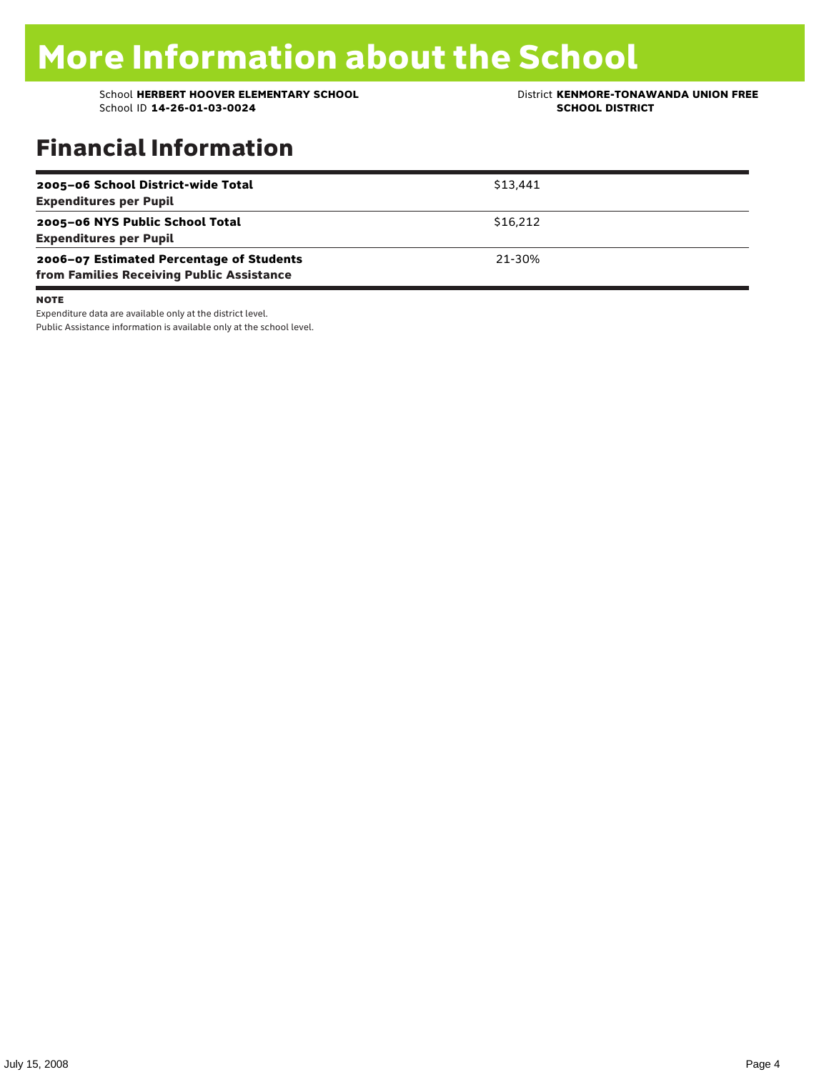# More Information about the School

School **HERBERT HOOVER ELEMENTARY SCHOOL**
School ID **14-26-01-03-0024**

District **KENMORE-TONAWANDA UNION FREE SCHOOL DISTRICT**

## Financial Information

| | |
|---|---|
| **2005–06 School District-wide Total Expenditures per Pupil** | $13,441 |
| **2005–06 NYS Public School Total Expenditures per Pupil** | $16,212 |
| **2006–07 Estimated Percentage of Students from Families Receiving Public Assistance** | 21-30% |

**NOTE**

Expenditure data are available only at the district level.

Public Assistance information is available only at the school level.